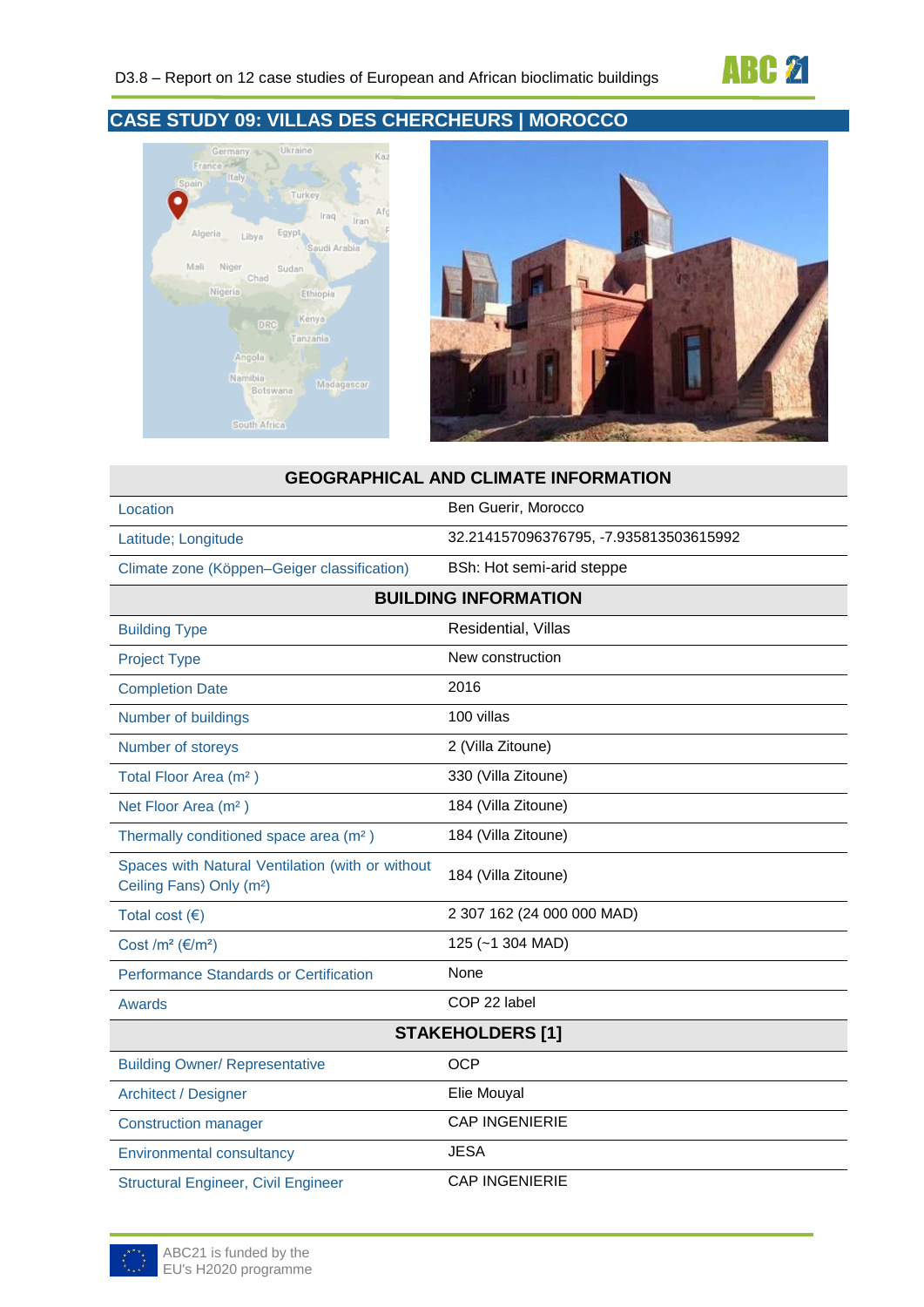## CASE STUDY 09: VILLAS DES CHERCHEURS | MOROCCO

| GEOGRAPHICAL AND CLIMATE INFORMATION | |
|---|---|
| Location | Ben Guerir, Morocco |
| Latitude; Longitude | 32.214157096376795, -7.935813503615992 |
| Climate zone (Köppen–Geiger classification) | BSh: Hot semi-arid steppe |
| **BUILDING INFORMATION** | |
| Building Type | Residential, Villas |
| Project Type | New construction |
| Completion Date | 2016 |
| Number of buildings | 100 villas |
| Number of storeys | 2 (Villa Zitoune) |
| Total Floor Area (m² ) | 330 (Villa Zitoune) |
| Net Floor Area (m² ) | 184 (Villa Zitoune) |
| Thermally conditioned space area (m² ) | 184 (Villa Zitoune) |
| Spaces with Natural Ventilation (with or without Ceiling Fans) Only (m²) | 184 (Villa Zitoune) |
| Total cost (€) | 2 307 162 (24 000 000 MAD) |
| Cost /m² (€/m²) | 125 (~1 304 MAD) |
| Performance Standards or Certification | None |
| Awards | COP 22 label |
| **STAKEHOLDERS [1]** | |
| Building Owner/ Representative | OCP |
| Architect / Designer | Elie Mouyal |
| Construction manager | CAP INGENIERIE |
| Environmental consultancy | JESA |
| Structural Engineer, Civil Engineer | CAP INGENIERIE |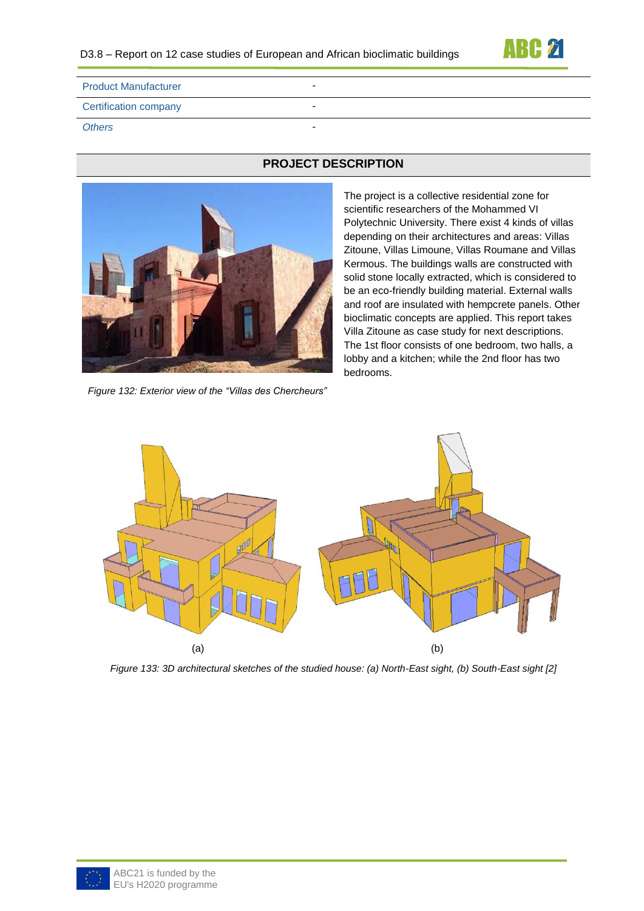| Product Manufacturer | - |
|---|---|
| Certification company | - |
| *Others* | - |

## PROJECT DESCRIPTION

The project is a collective residential zone for scientific researchers of the Mohammed VI Polytechnic University. There exist 4 kinds of villas depending on their architectures and areas: Villas Zitoune, Villas Limoune, Villas Roumane and Villas Kermous. The buildings walls are constructed with solid stone locally extracted, which is considered to be an eco-friendly building material. External walls and roof are insulated with hempcrete panels. Other bioclimatic concepts are applied. This report takes Villa Zitoune as case study for next descriptions. The 1st floor consists of one bedroom, two halls, a lobby and a kitchen; while the 2nd floor has two bedrooms.

*Figure 132: Exterior view of the "Villas des Chercheurs"*

(a) (b)

*Figure 133: 3D architectural sketches of the studied house: (a) North-East sight, (b) South-East sight [2]*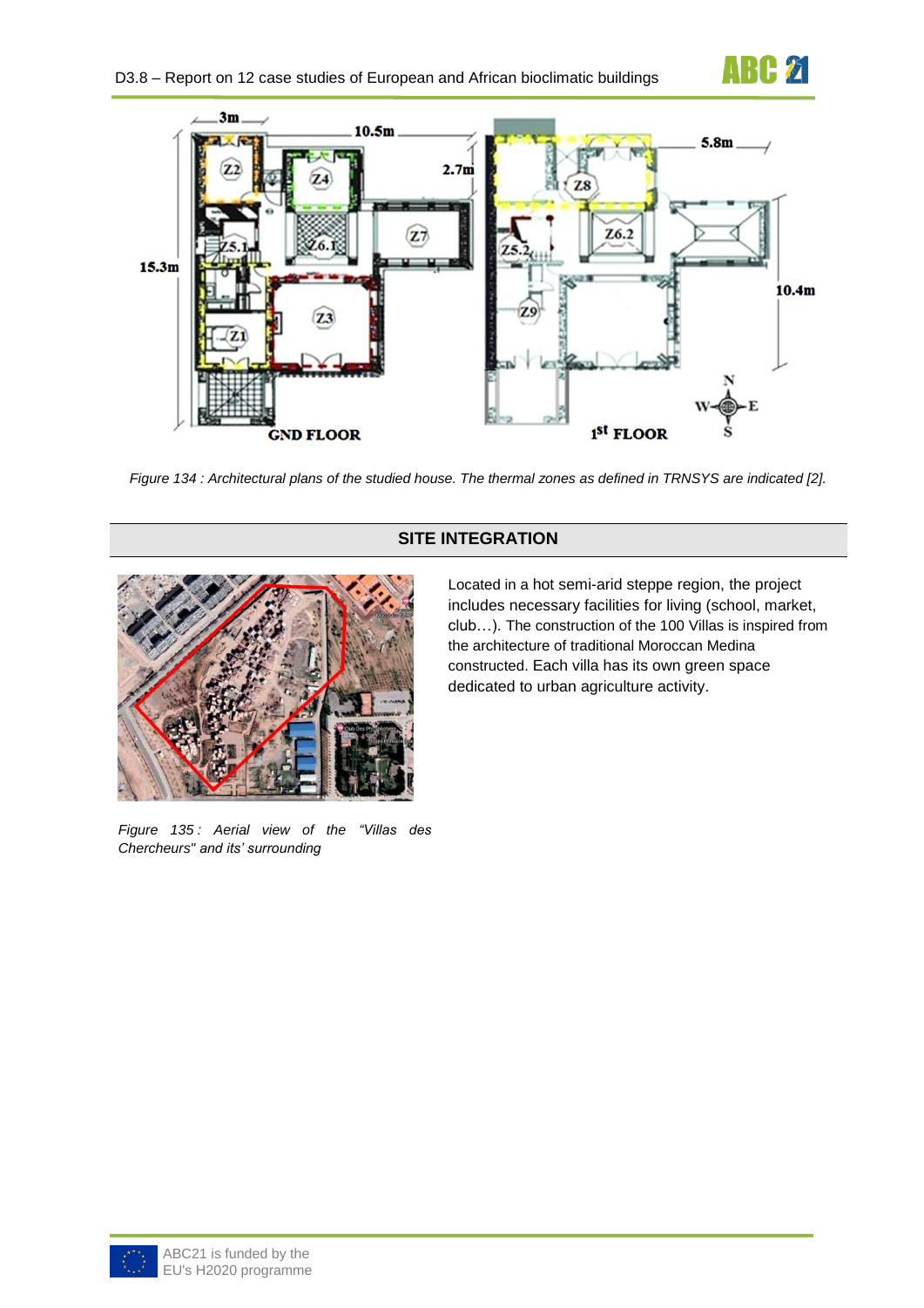Figure 134 : Architectural plans of the studied house. The thermal zones as defined in TRNSYS are indicated [2].

## SITE INTEGRATION

Located in a hot semi-arid steppe region, the project includes necessary facilities for living (school, market, club…). The construction of the 100 Villas is inspired from the architecture of traditional Moroccan Medina constructed. Each villa has its own green space dedicated to urban agriculture activity.

*Figure 135 : Aerial view of the "Villas des Chercheurs" and its' surrounding*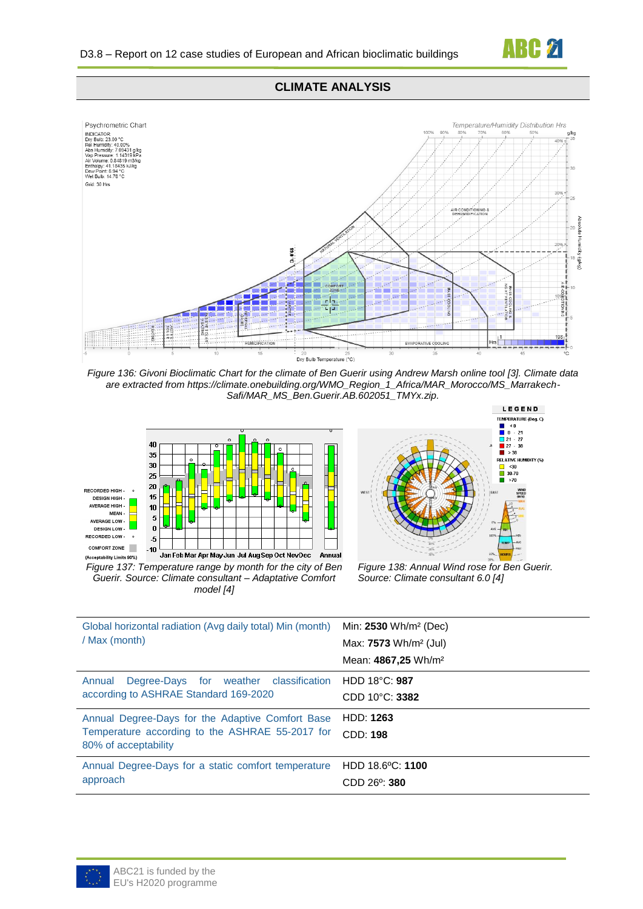## CLIMATE ANALYSIS

*Figure 136: Givoni Bioclimatic Chart for the climate of Ben Guerir using Andrew Marsh online tool [3]. Climate data are extracted from https://climate.onebuilding.org/WMO_Region_1_Africa/MAR_Morocco/MS_Marrakech-Safi/MAR_MS_Ben.Guerir.AB.602051_TMYx.zip.*

*Figure 137: Temperature range by month for the city of Ben Guerir. Source: Climate consultant – Adaptative Comfort model [4]*

*Figure 138: Annual Wind rose for Ben Guerir. Source: Climate consultant 6.0 [4]*

| | |
|---|---|
| Global horizontal radiation (Avg daily total) Min (month) / Max (month) | Min: **2530** Wh/m² (Dec)<br>Max: **7573** Wh/m² (Jul)<br>Mean: **4867,25** Wh/m² |
| Annual Degree-Days for weather classification according to ASHRAE Standard 169-2020 | HDD 18°C: **987**<br>CDD 10°C: **3382** |
| Annual Degree-Days for the Adaptive Comfort Base Temperature according to the ASHRAE 55-2017 for 80% of acceptability | HDD: **1263**<br>CDD: **198** |
| Annual Degree-Days for a static comfort temperature approach | HDD 18.6ºC: **1100**<br>CDD 26º: **380** |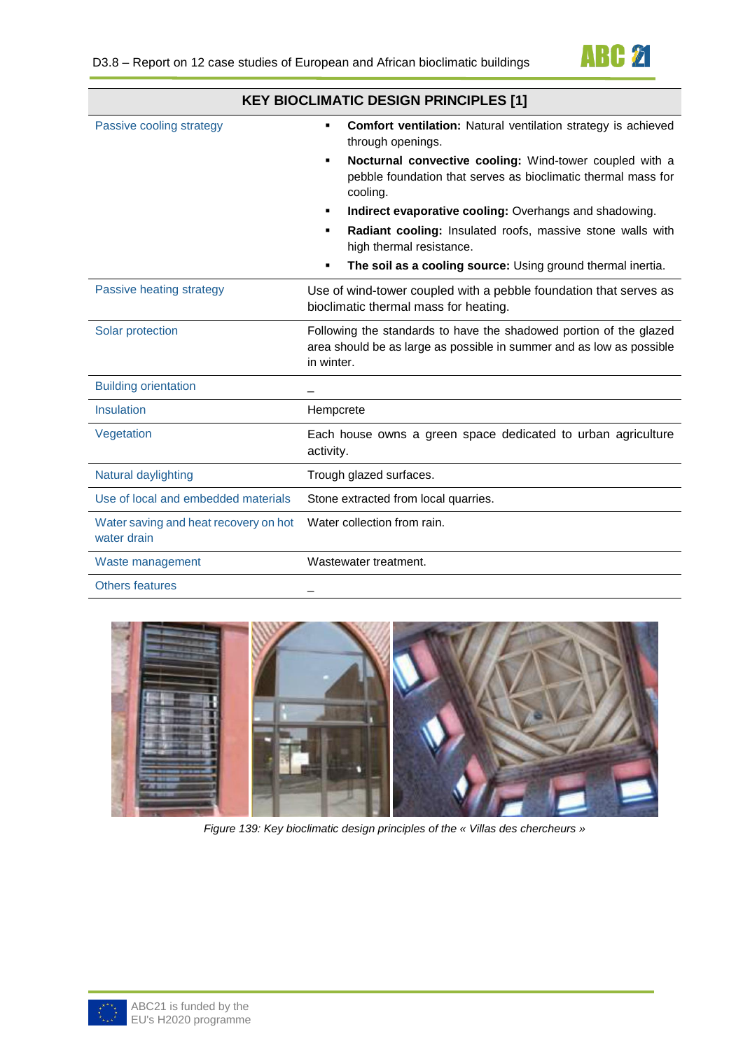| KEY BIOCLIMATIC DESIGN PRINCIPLES [1] | |
|---|---|
| Passive cooling strategy | ▪ **Comfort ventilation:** Natural ventilation strategy is achieved through openings.<br>▪ **Nocturnal convective cooling:** Wind-tower coupled with a pebble foundation that serves as bioclimatic thermal mass for cooling.<br>▪ **Indirect evaporative cooling:** Overhangs and shadowing.<br>▪ **Radiant cooling:** Insulated roofs, massive stone walls with high thermal resistance.<br>▪ **The soil as a cooling source:** Using ground thermal inertia. |
| Passive heating strategy | Use of wind-tower coupled with a pebble foundation that serves as bioclimatic thermal mass for heating. |
| Solar protection | Following the standards to have the shadowed portion of the glazed area should be as large as possible in summer and as low as possible in winter. |
| Building orientation | _ |
| Insulation | Hempcrete |
| Vegetation | Each house owns a green space dedicated to urban agriculture activity. |
| Natural daylighting | Trough glazed surfaces. |
| Use of local and embedded materials | Stone extracted from local quarries. |
| Water saving and heat recovery on hot water drain | Water collection from rain. |
| Waste management | Wastewater treatment. |
| Others features | _ |

*Figure 139: Key bioclimatic design principles of the « Villas des chercheurs »*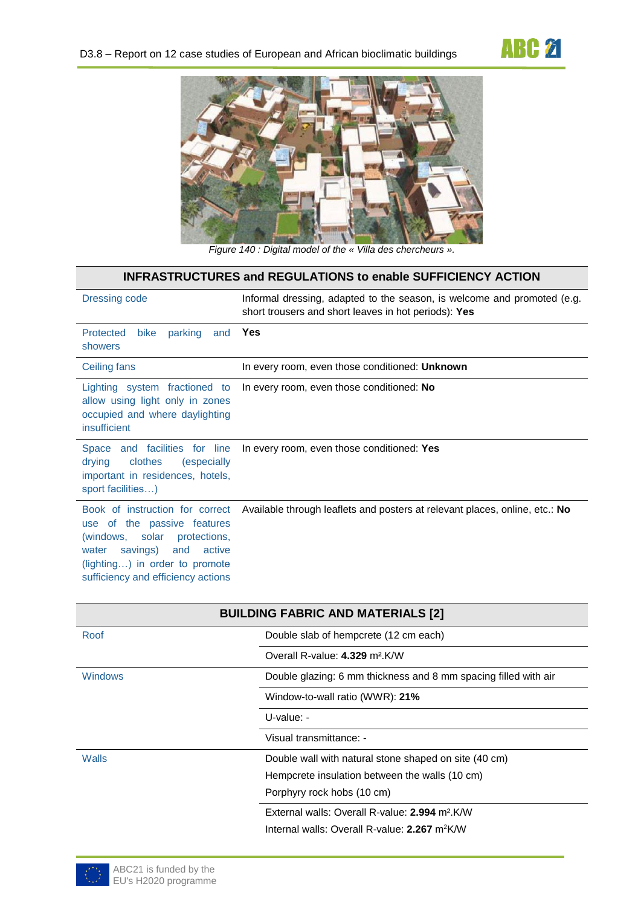*Figure 140 : Digital model of the « Villa des chercheurs ».*

| INFRASTRUCTURES and REGULATIONS to enable SUFFICIENCY ACTION | |
|---|---|
| Dressing code | Informal dressing, adapted to the season, is welcome and promoted (e.g. short trousers and short leaves in hot periods): **Yes** |
| Protected bike parking and showers | **Yes** |
| Ceiling fans | In every room, even those conditioned: **Unknown** |
| Lighting system fractioned to allow using light only in zones occupied and where daylighting insufficient | In every room, even those conditioned: **No** |
| Space and facilities for line drying clothes (especially important in residences, hotels, sport facilities…) | In every room, even those conditioned: **Yes** |
| Book of instruction for correct use of the passive features (windows, solar protections, water savings) and active (lighting…) in order to promote sufficiency and efficiency actions | Available through leaflets and posters at relevant places, online, etc.: **No** |

| BUILDING FABRIC AND MATERIALS [2] | |
|---|---|
| Roof | Double slab of hempcrete (12 cm each) |
| | Overall R-value: **4.329** m².K/W |
| Windows | Double glazing: 6 mm thickness and 8 mm spacing filled with air |
| | Window-to-wall ratio (WWR): **21%** |
| | U-value: - |
| | Visual transmittance: - |
| Walls | Double wall with natural stone shaped on site (40 cm)<br>Hempcrete insulation between the walls (10 cm)<br>Porphyry rock hobs (10 cm) |
| | External walls: Overall R-value: **2.994** m².K/W<br>Internal walls: Overall R-value: **2.267** m²K/W |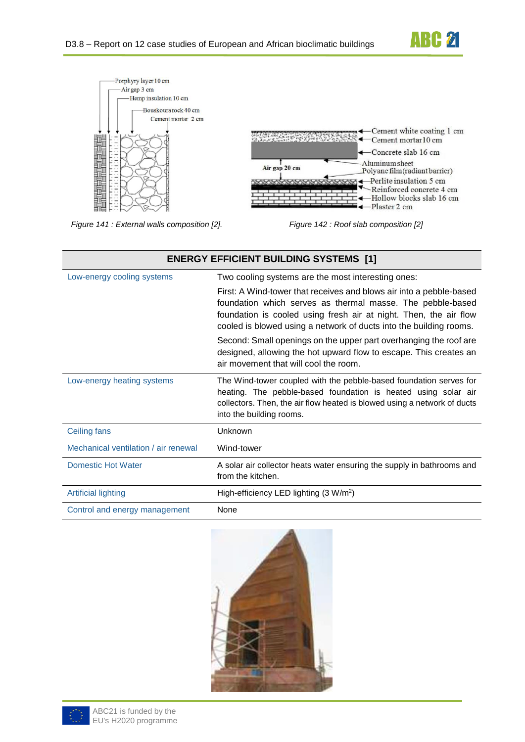Figure 141 : External walls composition [2].

Figure 142 : Roof slab composition [2]

| ENERGY EFFICIENT BUILDING SYSTEMS [1] | |
|---|---|
| Low-energy cooling systems | Two cooling systems are the most interesting ones:<br>First: A Wind-tower that receives and blows air into a pebble-based foundation which serves as thermal masse. The pebble-based foundation is cooled using fresh air at night. Then, the air flow cooled is blowed using a network of ducts into the building rooms.<br>Second: Small openings on the upper part overhanging the roof are designed, allowing the hot upward flow to escape. This creates an air movement that will cool the room. |
| Low-energy heating systems | The Wind-tower coupled with the pebble-based foundation serves for heating. The pebble-based foundation is heated using solar air collectors. Then, the air flow heated is blowed using a network of ducts into the building rooms. |
| Ceiling fans | Unknown |
| Mechanical ventilation / air renewal | Wind-tower |
| Domestic Hot Water | A solar air collector heats water ensuring the supply in bathrooms and from the kitchen. |
| Artificial lighting | High-efficiency LED lighting (3 $W/m^2$) |
| Control and energy management | None |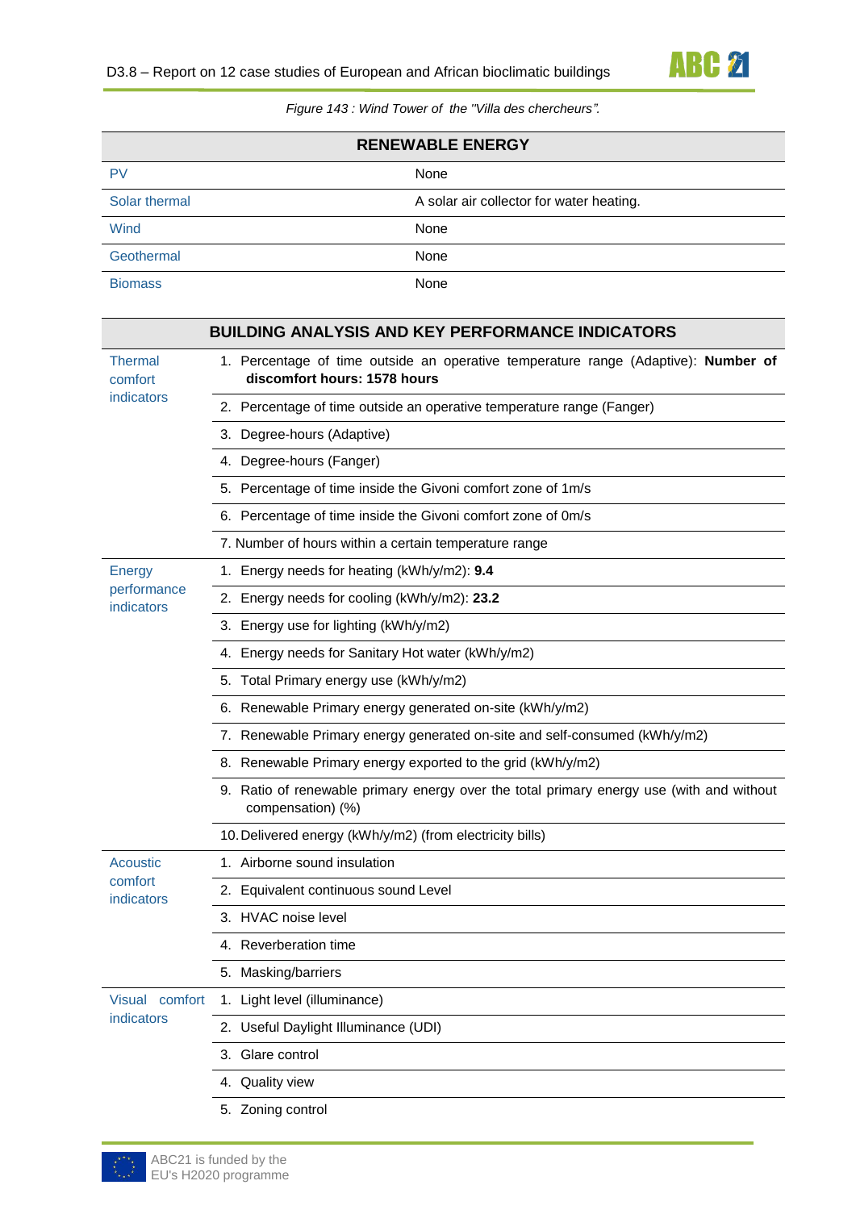*Figure 143 : Wind Tower of the "Villa des chercheurs".*

| RENEWABLE ENERGY | |
|---|---|
| PV | None |
| Solar thermal | A solar air collector for water heating. |
| Wind | None |
| Geothermal | None |
| Biomass | None |

| BUILDING ANALYSIS AND KEY PERFORMANCE INDICATORS | |
|---|---|
| Thermal comfort indicators | 1. Percentage of time outside an operative temperature range (Adaptive): **Number of discomfort hours: 1578 hours** |
| | 2. Percentage of time outside an operative temperature range (Fanger) |
| | 3. Degree-hours (Adaptive) |
| | 4. Degree-hours (Fanger) |
| | 5. Percentage of time inside the Givoni comfort zone of 1m/s |
| | 6. Percentage of time inside the Givoni comfort zone of 0m/s |
| | 7. Number of hours within a certain temperature range |
| Energy performance indicators | 1. Energy needs for heating (kWh/y/m2): **9.4** |
| | 2. Energy needs for cooling (kWh/y/m2): **23.2** |
| | 3. Energy use for lighting (kWh/y/m2) |
| | 4. Energy needs for Sanitary Hot water (kWh/y/m2) |
| | 5. Total Primary energy use (kWh/y/m2) |
| | 6. Renewable Primary energy generated on-site (kWh/y/m2) |
| | 7. Renewable Primary energy generated on-site and self-consumed (kWh/y/m2) |
| | 8. Renewable Primary energy exported to the grid (kWh/y/m2) |
| | 9. Ratio of renewable primary energy over the total primary energy use (with and without compensation) (%) |
| | 10. Delivered energy (kWh/y/m2) (from electricity bills) |
| Acoustic comfort indicators | 1. Airborne sound insulation |
| | 2. Equivalent continuous sound Level |
| | 3. HVAC noise level |
| | 4. Reverberation time |
| | 5. Masking/barriers |
| Visual comfort indicators | 1. Light level (illuminance) |
| | 2. Useful Daylight Illuminance (UDI) |
| | 3. Glare control |
| | 4. Quality view |
| | 5. Zoning control |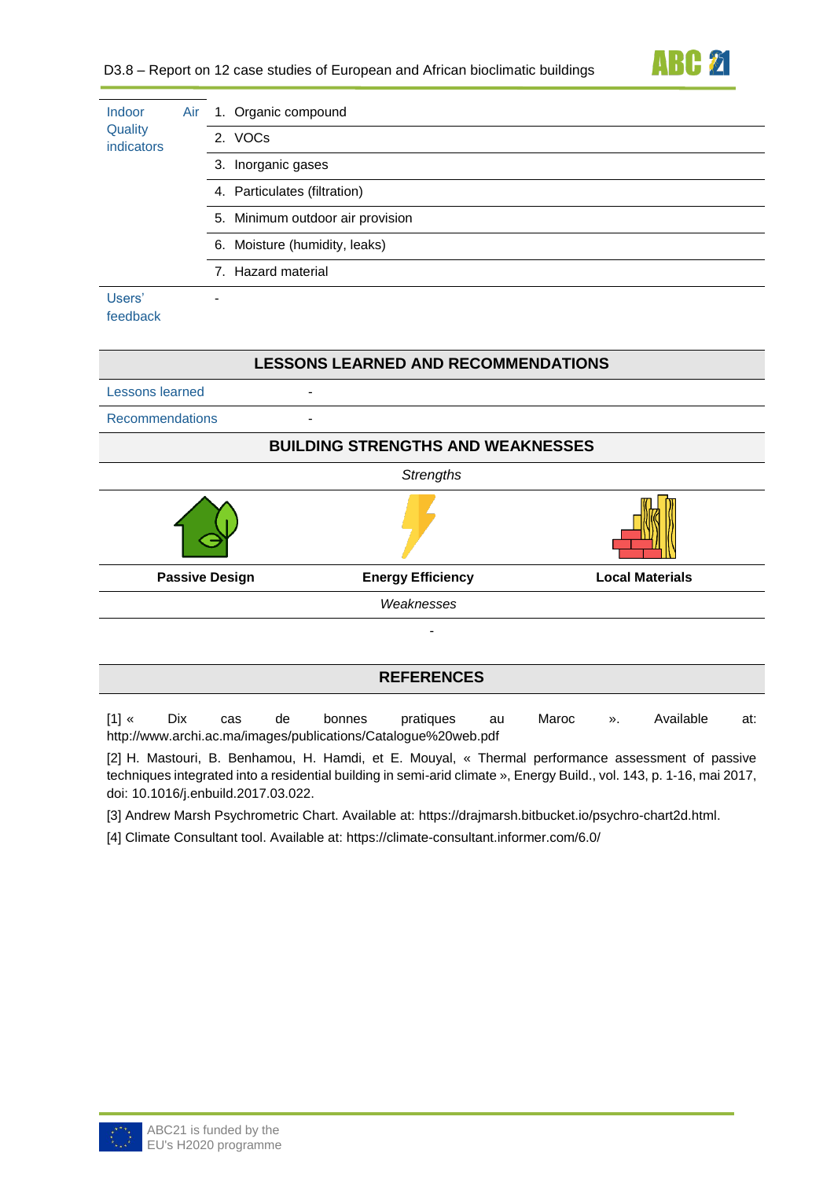| | |
|---|---|
| Indoor Air Quality indicators | 1. Organic compound |
| | 2. VOCs |
| | 3. Inorganic gases |
| | 4. Particulates (filtration) |
| | 5. Minimum outdoor air provision |
| | 6. Moisture (humidity, leaks) |
| | 7. Hazard material |
| Users' feedback | - |

## LESSONS LEARNED AND RECOMMENDATIONS

| | |
|---|---|
| Lessons learned | - |
| Recommendations | - |

## BUILDING STRENGTHS AND WEAKNESSES

*Strengths*

| | | |
|---|---|---|
| **Passive Design** | **Energy Efficiency** | **Local Materials** |

*Weaknesses*

-

## REFERENCES

[1] « Dix cas de bonnes pratiques au Maroc ». Available at: http://www.archi.ac.ma/images/publications/Catalogue%20web.pdf

[2] H. Mastouri, B. Benhamou, H. Hamdi, et E. Mouyal, « Thermal performance assessment of passive techniques integrated into a residential building in semi-arid climate », Energy Build., vol. 143, p. 1-16, mai 2017, doi: 10.1016/j.enbuild.2017.03.022.

[3] Andrew Marsh Psychrometric Chart. Available at: https://drajmarsh.bitbucket.io/psychro-chart2d.html.

[4] Climate Consultant tool. Available at: https://climate-consultant.informer.com/6.0/